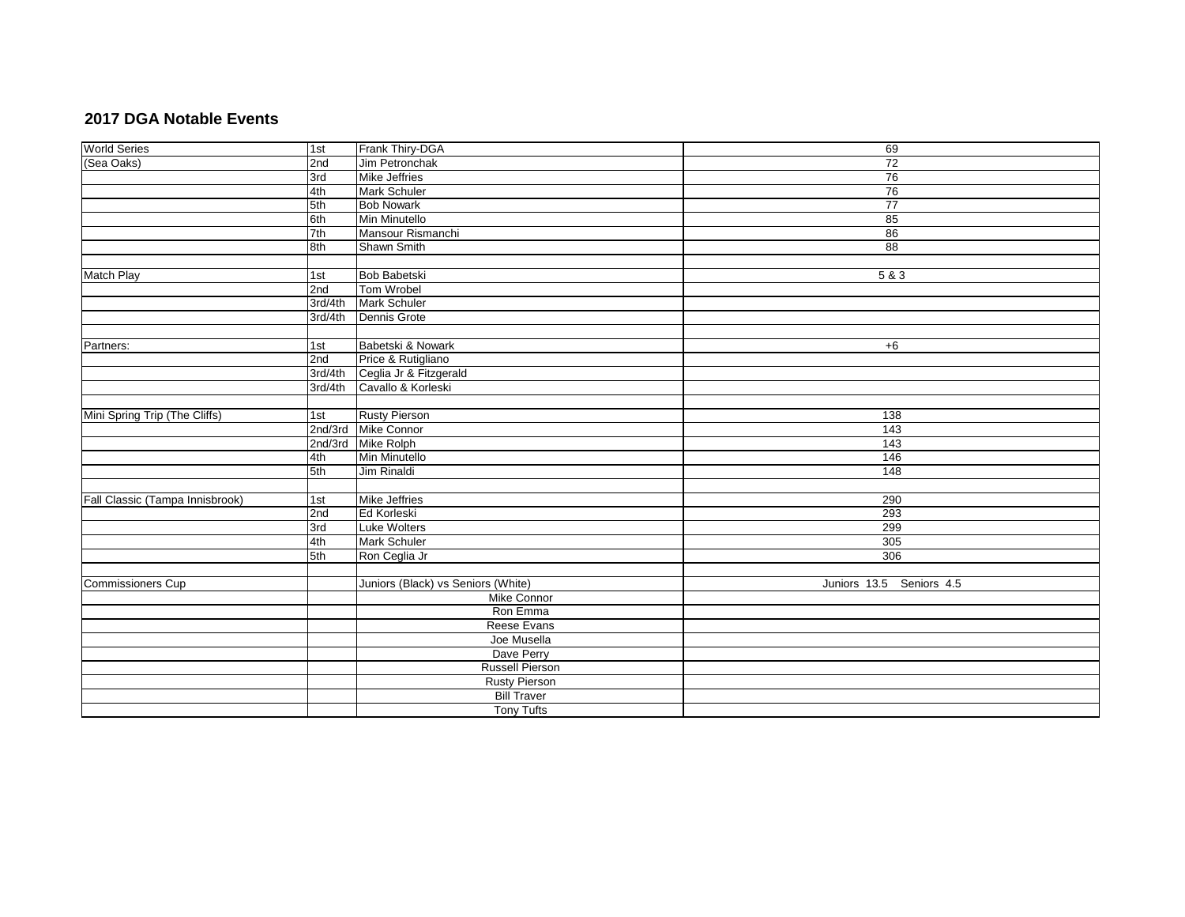## 2017 DGA Notable Events

| | | | |
|---|---|---|---|
| World Series | 1st | Frank Thiry-DGA | 69 |
| (Sea Oaks) | 2nd | Jim Petronchak | 72 |
| | 3rd | Mike Jeffries | 76 |
| | 4th | Mark Schuler | 76 |
| | 5th | Bob Nowark | 77 |
| | 6th | Min Minutello | 85 |
| | 7th | Mansour Rismanchi | 86 |
| | 8th | Shawn Smith | 88 |
| | | | |
| Match Play | 1st | Bob Babetski | 5 & 3 |
| | 2nd | Tom Wrobel | |
| | 3rd/4th | Mark Schuler | |
| | 3rd/4th | Dennis Grote | |
| | | | |
| Partners: | 1st | Babetski & Nowark | +6 |
| | 2nd | Price & Rutigliano | |
| | 3rd/4th | Ceglia Jr & Fitzgerald | |
| | 3rd/4th | Cavallo & Korleski | |
| | | | |
| Mini Spring Trip (The Cliffs) | 1st | Rusty Pierson | 138 |
| | 2nd/3rd | Mike Connor | 143 |
| | 2nd/3rd | Mike Rolph | 143 |
| | 4th | Min Minutello | 146 |
| | 5th | Jim Rinaldi | 148 |
| | | | |
| Fall Classic (Tampa Innisbrook) | 1st | Mike Jeffries | 290 |
| | 2nd | Ed Korleski | 293 |
| | 3rd | Luke Wolters | 299 |
| | 4th | Mark Schuler | 305 |
| | 5th | Ron Ceglia Jr | 306 |
| | | | |
| Commissioners Cup | | Juniors (Black) vs Seniors (White) | Juniors 13.5 Seniors 4.5 |
| | | Mike Connor | |
| | | Ron Emma | |
| | | Reese Evans | |
| | | Joe Musella | |
| | | Dave Perry | |
| | | Russell Pierson | |
| | | Rusty Pierson | |
| | | Bill Traver | |
| | | Tony Tufts | |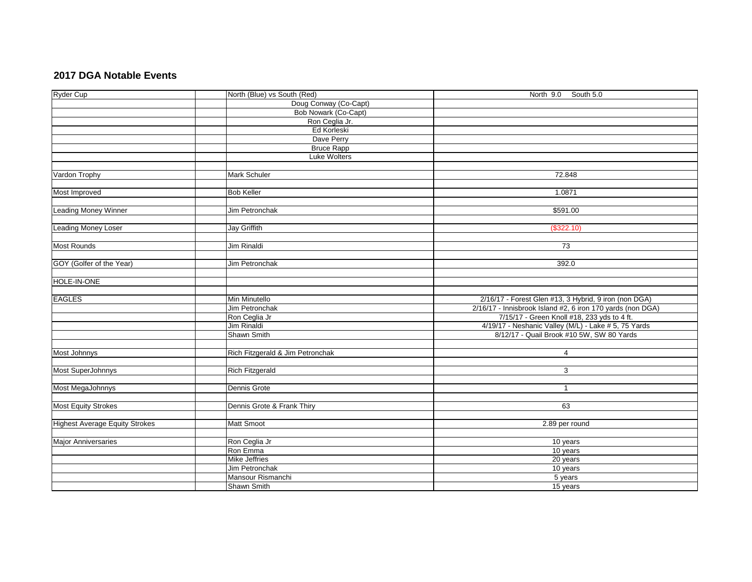## 2017 DGA Notable Events

| | | | |
|---|---|---|---|
| Ryder Cup | | North (Blue) vs South (Red) | North 9.0 South 5.0 |
| | | Doug Conway (Co-Capt) | |
| | | Bob Nowark (Co-Capt) | |
| | | Ron Ceglia Jr. | |
| | | Ed Korleski | |
| | | Dave Perry | |
| | | Bruce Rapp | |
| | | Luke Wolters | |
| | | | |
| Vardon Trophy | | Mark Schuler | 72.848 |
| | | | |
| Most Improved | | Bob Keller | 1.0871 |
| | | | |
| Leading Money Winner | | Jim Petronchak | $591.00 |
| | | | |
| Leading Money Loser | | Jay Griffith | ($322.10) |
| | | | |
| Most Rounds | | Jim Rinaldi | 73 |
| | | | |
| GOY (Golfer of the Year) | | Jim Petronchak | 392.0 |
| | | | |
| HOLE-IN-ONE | | | |
| | | | |
| EAGLES | | Min Minutello | 2/16/17 - Forest Glen #13, 3 Hybrid, 9 iron (non DGA) |
| | | Jim Petronchak | 2/16/17 - Innisbrook Island #2, 6 iron 170 yards (non DGA) |
| | | Ron Ceglia Jr | 7/15/17 - Green Knoll #18, 233 yds to 4 ft. |
| | | Jim Rinaldi | 4/19/17 - Neshanic Valley (M/L) - Lake # 5, 75 Yards |
| | | Shawn Smith | 8/12/17 - Quail Brook #10 5W, SW 80 Yards |
| | | | |
| Most Johnnys | | Rich Fitzgerald & Jim Petronchak | 4 |
| | | | |
| Most SuperJohnnys | | Rich Fitzgerald | 3 |
| | | | |
| Most MegaJohnnys | | Dennis Grote | 1 |
| | | | |
| Most Equity Strokes | | Dennis Grote & Frank Thiry | 63 |
| | | | |
| Highest Average Equity Strokes | | Matt Smoot | 2.89 per round |
| | | | |
| Major Anniversaries | | Ron Ceglia Jr | 10 years |
| | | Ron Emma | 10 years |
| | | Mike Jeffries | 20 years |
| | | Jim Petronchak | 10 years |
| | | Mansour Rismanchi | 5 years |
| | | Shawn Smith | 15 years |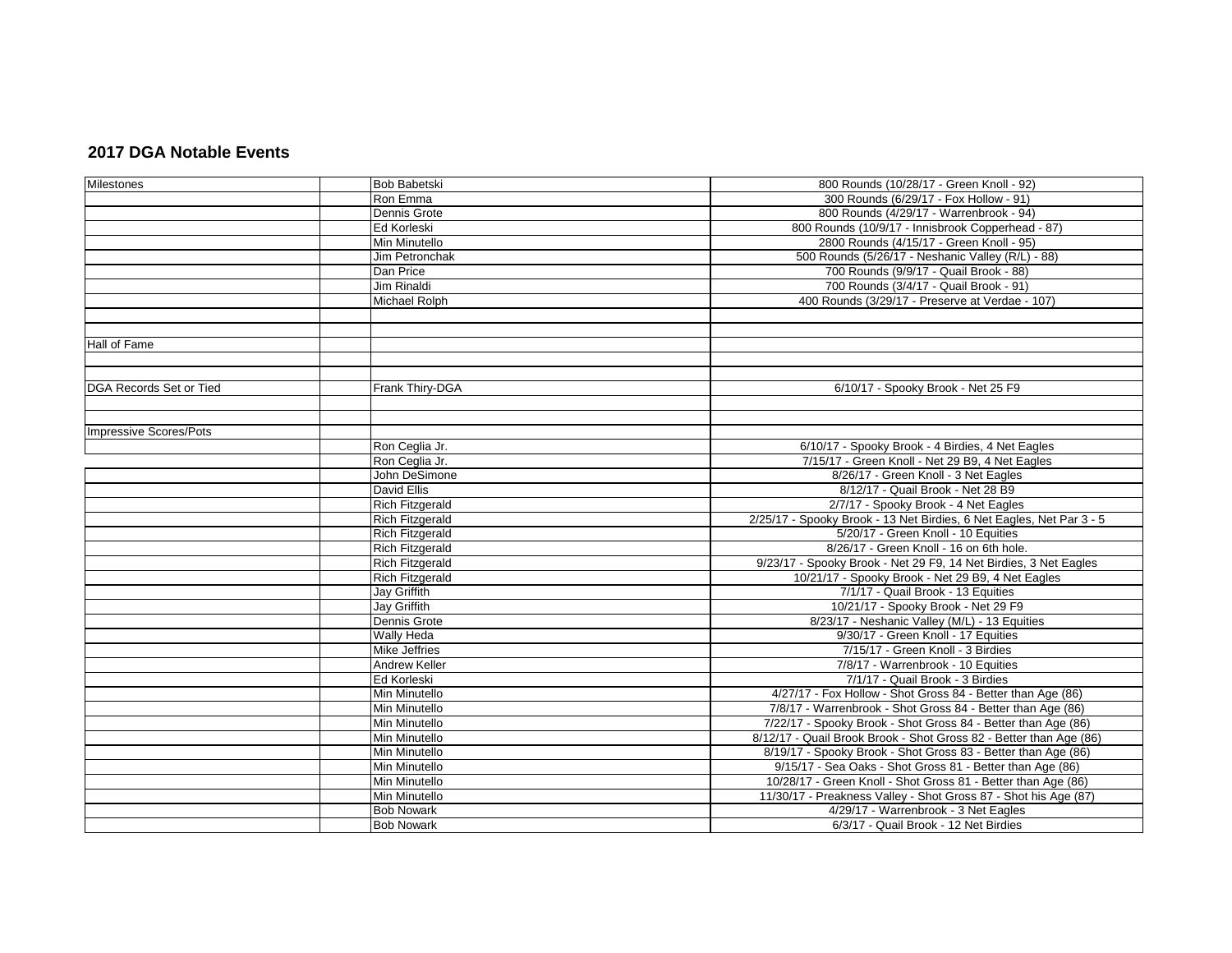## 2017 DGA Notable Events

| | | | |
|---|---|---|---|
| Milestones | | Bob Babetski | 800 Rounds (10/28/17 - Green Knoll - 92) |
| | | Ron Emma | 300 Rounds (6/29/17 - Fox Hollow - 91) |
| | | Dennis Grote | 800 Rounds (4/29/17 - Warrenbrook - 94) |
| | | Ed Korleski | 800 Rounds (10/9/17 - Innisbrook Copperhead - 87) |
| | | Min Minutello | 2800 Rounds (4/15/17 - Green Knoll - 95) |
| | | Jim Petronchak | 500 Rounds (5/26/17 - Neshanic Valley (R/L) - 88) |
| | | Dan Price | 700 Rounds (9/9/17 - Quail Brook - 88) |
| | | Jim Rinaldi | 700 Rounds (3/4/17 - Quail Brook - 91) |
| | | Michael Rolph | 400 Rounds (3/29/17 - Preserve at Verdae - 107) |
| | | | |
| | | | |
| Hall of Fame | | | |
| | | | |
| | | | |
| DGA Records Set or Tied | | Frank Thiry-DGA | 6/10/17 - Spooky Brook - Net 25 F9 |
| | | | |
| | | | |
| Impressive Scores/Pots | | | |
| | | Ron Ceglia Jr. | 6/10/17 - Spooky Brook - 4 Birdies, 4 Net Eagles |
| | | Ron Ceglia Jr. | 7/15/17 - Green Knoll - Net 29 B9, 4 Net Eagles |
| | | John DeSimone | 8/26/17 - Green Knoll - 3 Net Eagles |
| | | David Ellis | 8/12/17 - Quail Brook - Net 28 B9 |
| | | Rich Fitzgerald | 2/7/17 - Spooky Brook - 4 Net Eagles |
| | | Rich Fitzgerald | 2/25/17 - Spooky Brook - 13 Net Birdies, 6 Net Eagles, Net Par 3 - 5 |
| | | Rich Fitzgerald | 5/20/17 - Green Knoll - 10 Equities |
| | | Rich Fitzgerald | 8/26/17 - Green Knoll - 16 on 6th hole. |
| | | Rich Fitzgerald | 9/23/17 - Spooky Brook - Net 29 F9, 14 Net Birdies, 3 Net Eagles |
| | | Rich Fitzgerald | 10/21/17 - Spooky Brook - Net 29 B9, 4 Net Eagles |
| | | Jay Griffith | 7/1/17 - Quail Brook - 13 Equities |
| | | Jay Griffith | 10/21/17 - Spooky Brook - Net 29 F9 |
| | | Dennis Grote | 8/23/17 - Neshanic Valley (M/L) - 13 Equities |
| | | Wally Heda | 9/30/17 - Green Knoll - 17 Equities |
| | | Mike Jeffries | 7/15/17 - Green Knoll - 3 Birdies |
| | | Andrew Keller | 7/8/17 - Warrenbrook - 10 Equities |
| | | Ed Korleski | 7/1/17 - Quail Brook - 3 Birdies |
| | | Min Minutello | 4/27/17 - Fox Hollow - Shot Gross 84 - Better than Age (86) |
| | | Min Minutello | 7/8/17 - Warrenbrook - Shot Gross 84 - Better than Age (86) |
| | | Min Minutello | 7/22/17 - Spooky Brook - Shot Gross 84 - Better than Age (86) |
| | | Min Minutello | 8/12/17 - Quail Brook Brook - Shot Gross 82 - Better than Age (86) |
| | | Min Minutello | 8/19/17 - Spooky Brook - Shot Gross 83 - Better than Age (86) |
| | | Min Minutello | 9/15/17 - Sea Oaks - Shot Gross 81 - Better than Age (86) |
| | | Min Minutello | 10/28/17 - Green Knoll - Shot Gross 81 - Better than Age (86) |
| | | Min Minutello | 11/30/17 - Preakness Valley - Shot Gross 87 - Shot his Age (87) |
| | | Bob Nowark | 4/29/17 - Warrenbrook - 3 Net Eagles |
| | | Bob Nowark | 6/3/17 - Quail Brook - 12 Net Birdies |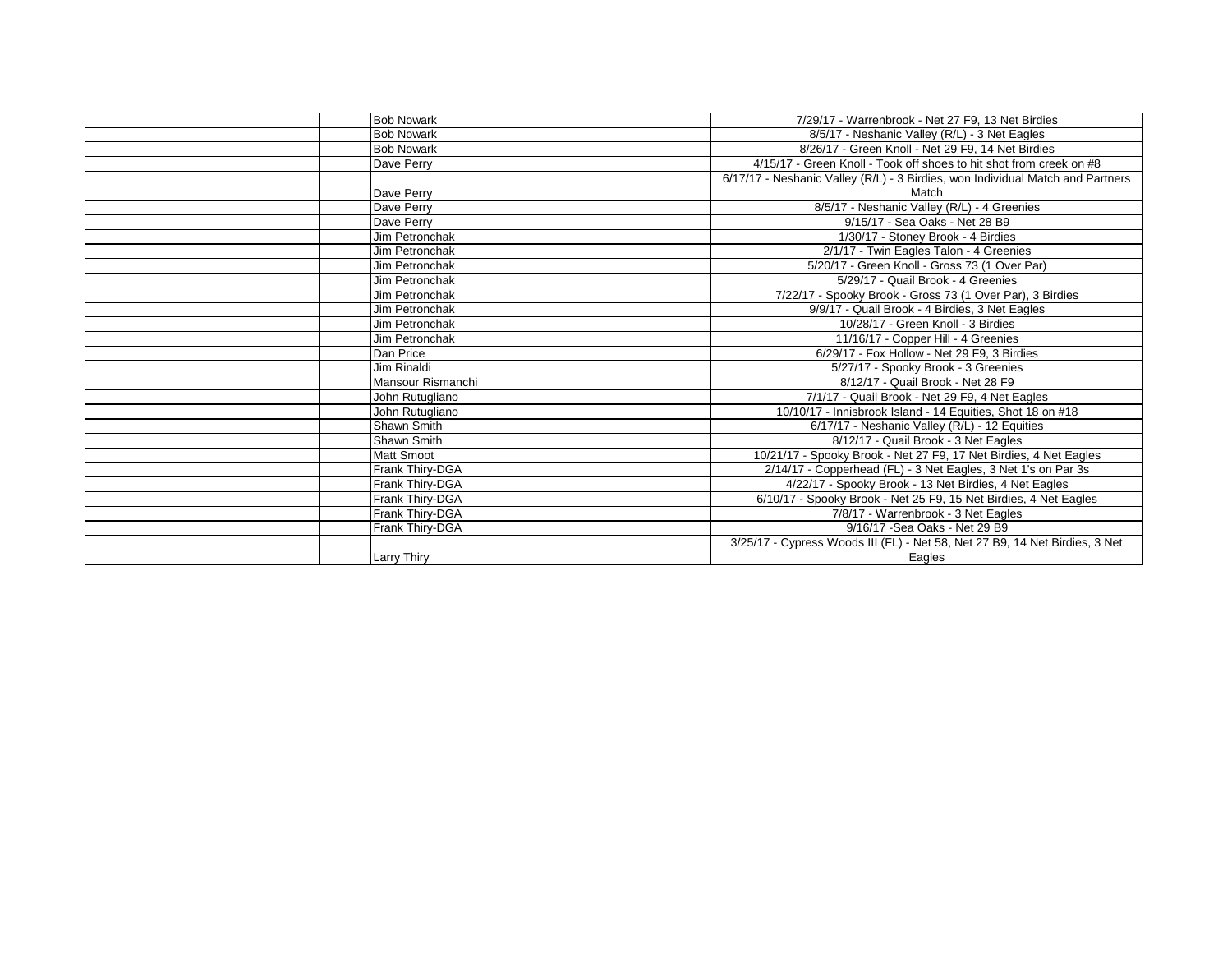| | | | |
|---|---|---|---|
| | | Bob Nowark | 7/29/17 - Warrenbrook - Net 27 F9, 13 Net Birdies |
| | | Bob Nowark | 8/5/17 - Neshanic Valley (R/L) - 3 Net Eagles |
| | | Bob Nowark | 8/26/17 - Green Knoll - Net 29 F9, 14 Net Birdies |
| | | Dave Perry | 4/15/17 - Green Knoll - Took off shoes to hit shot from creek on #8 |
| | | Dave Perry | 6/17/17 - Neshanic Valley (R/L) - 3 Birdies, won Individual Match and Partners Match |
| | | Dave Perry | 8/5/17 - Neshanic Valley (R/L) - 4 Greenies |
| | | Dave Perry | 9/15/17 - Sea Oaks - Net 28 B9 |
| | | Jim Petronchak | 1/30/17 - Stoney Brook - 4 Birdies |
| | | Jim Petronchak | 2/1/17 - Twin Eagles Talon - 4 Greenies |
| | | Jim Petronchak | 5/20/17 - Green Knoll - Gross 73 (1 Over Par) |
| | | Jim Petronchak | 5/29/17 - Quail Brook - 4 Greenies |
| | | Jim Petronchak | 7/22/17 - Spooky Brook - Gross 73 (1 Over Par), 3 Birdies |
| | | Jim Petronchak | 9/9/17 - Quail Brook - 4 Birdies, 3 Net Eagles |
| | | Jim Petronchak | 10/28/17 - Green Knoll - 3 Birdies |
| | | Jim Petronchak | 11/16/17 - Copper Hill - 4 Greenies |
| | | Dan Price | 6/29/17 - Fox Hollow - Net 29 F9, 3 Birdies |
| | | Jim Rinaldi | 5/27/17 - Spooky Brook - 3 Greenies |
| | | Mansour Rismanchi | 8/12/17 - Quail Brook - Net 28 F9 |
| | | John Rutugliano | 7/1/17 - Quail Brook - Net 29 F9, 4 Net Eagles |
| | | John Rutugliano | 10/10/17 - Innisbrook Island - 14 Equities, Shot 18 on #18 |
| | | Shawn Smith | 6/17/17 - Neshanic Valley (R/L) - 12 Equities |
| | | Shawn Smith | 8/12/17 - Quail Brook - 3 Net Eagles |
| | | Matt Smoot | 10/21/17 - Spooky Brook - Net 27 F9, 17 Net Birdies, 4 Net Eagles |
| | | Frank Thiry-DGA | 2/14/17 - Copperhead (FL) - 3 Net Eagles, 3 Net 1's on Par 3s |
| | | Frank Thiry-DGA | 4/22/17 - Spooky Brook - 13 Net Birdies, 4 Net Eagles |
| | | Frank Thiry-DGA | 6/10/17 - Spooky Brook - Net 25 F9, 15 Net Birdies, 4 Net Eagles |
| | | Frank Thiry-DGA | 7/8/17 - Warrenbrook - 3 Net Eagles |
| | | Frank Thiry-DGA | 9/16/17 -Sea Oaks - Net 29 B9 |
| | | Larry Thiry | 3/25/17 - Cypress Woods III (FL) - Net 58, Net 27 B9, 14 Net Birdies, 3 Net Eagles |